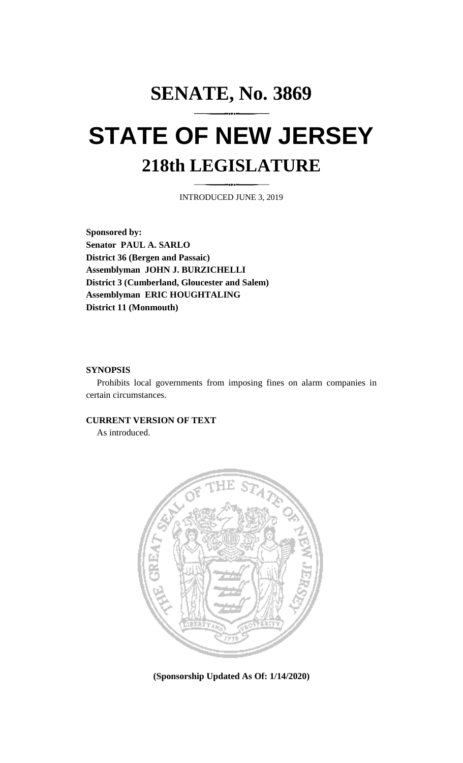# SENATE, No. 3869

# STATE OF NEW JERSEY

## 218th LEGISLATURE

INTRODUCED JUNE 3, 2019

**Sponsored by:**
**Senator PAUL A. SARLO**
**District 36 (Bergen and Passaic)**
**Assemblyman JOHN J. BURZICHELLI**
**District 3 (Cumberland, Gloucester and Salem)**
**Assemblyman ERIC HOUGHTALING**
**District 11 (Monmouth)**

**SYNOPSIS**

Prohibits local governments from imposing fines on alarm companies in certain circumstances.

**CURRENT VERSION OF TEXT**

As introduced.

**(Sponsorship Updated As Of: 1/14/2020)**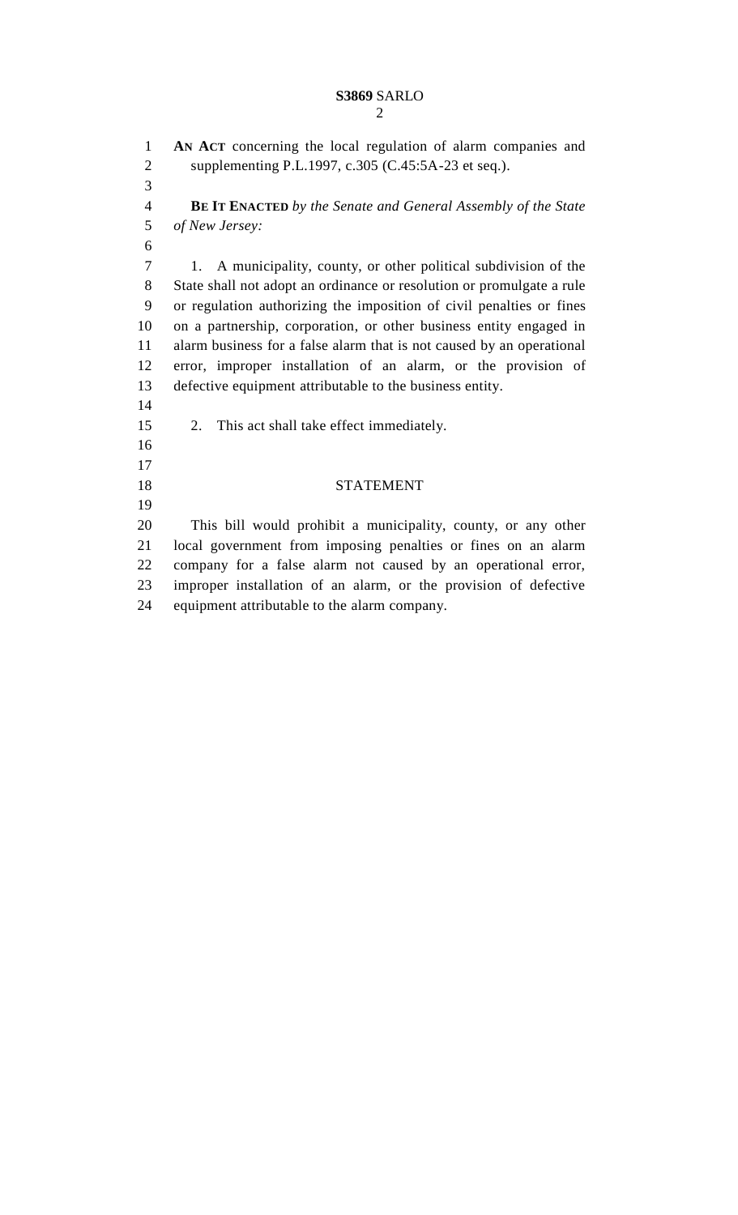**AN ACT** concerning the local regulation of alarm companies and supplementing P.L.1997, c.305 (C.45:5A-23 et seq.).

**BE IT ENACTED** *by the Senate and General Assembly of the State of New Jersey:*

1. A municipality, county, or other political subdivision of the State shall not adopt an ordinance or resolution or promulgate a rule or regulation authorizing the imposition of civil penalties or fines on a partnership, corporation, or other business entity engaged in alarm business for a false alarm that is not caused by an operational error, improper installation of an alarm, or the provision of defective equipment attributable to the business entity.

2. This act shall take effect immediately.

## STATEMENT

This bill would prohibit a municipality, county, or any other local government from imposing penalties or fines on an alarm company for a false alarm not caused by an operational error, improper installation of an alarm, or the provision of defective equipment attributable to the alarm company.